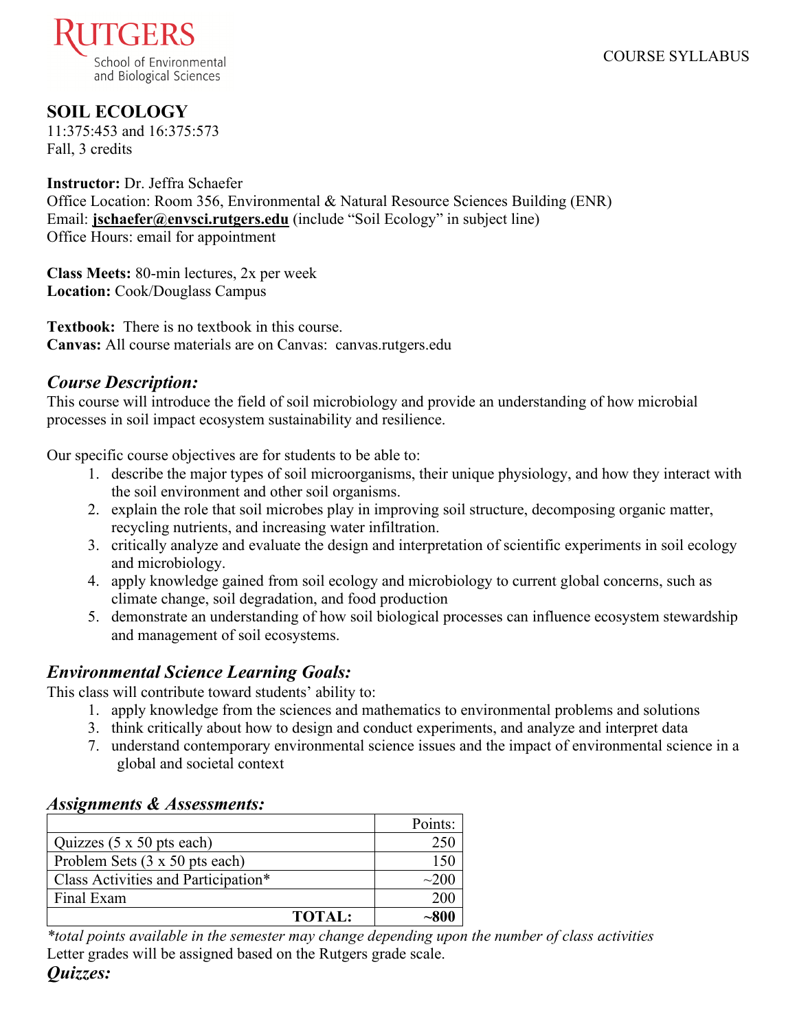RUTGERS
School of Environmental and Biological Sciences

COURSE SYLLABUS

# SOIL ECOLOGY

11:375:453 and 16:375:573
Fall, 3 credits

**Instructor:** Dr. Jeffra Schaefer
Office Location: Room 356, Environmental & Natural Resource Sciences Building (ENR)
Email: **jschaefer@envsci.rutgers.edu** (include "Soil Ecology" in subject line)
Office Hours: email for appointment

**Class Meets:** 80-min lectures, 2x per week
**Location:** Cook/Douglass Campus

**Textbook:** There is no textbook in this course.
**Canvas:** All course materials are on Canvas: canvas.rutgers.edu

## *Course Description:*

This course will introduce the field of soil microbiology and provide an understanding of how microbial processes in soil impact ecosystem sustainability and resilience.

Our specific course objectives are for students to be able to:

1. describe the major types of soil microorganisms, their unique physiology, and how they interact with the soil environment and other soil organisms.
2. explain the role that soil microbes play in improving soil structure, decomposing organic matter, recycling nutrients, and increasing water infiltration.
3. critically analyze and evaluate the design and interpretation of scientific experiments in soil ecology and microbiology.
4. apply knowledge gained from soil ecology and microbiology to current global concerns, such as climate change, soil degradation, and food production
5. demonstrate an understanding of how soil biological processes can influence ecosystem stewardship and management of soil ecosystems.

## *Environmental Science Learning Goals:*

This class will contribute toward students' ability to:

1. apply knowledge from the sciences and mathematics to environmental problems and solutions
3. think critically about how to design and conduct experiments, and analyze and interpret data
7. understand contemporary environmental science issues and the impact of environmental science in a global and societal context

## *Assignments & Assessments:*

| | Points: |
|---|---|
| Quizzes (5 x 50 pts each) | 250 |
| Problem Sets (3 x 50 pts each) | 150 |
| Class Activities and Participation* | ~200 |
| Final Exam | 200 |
| **TOTAL:** | **~800** |

*\*total points available in the semester may change depending upon the number of class activities*

Letter grades will be assigned based on the Rutgers grade scale.

## *Quizzes:*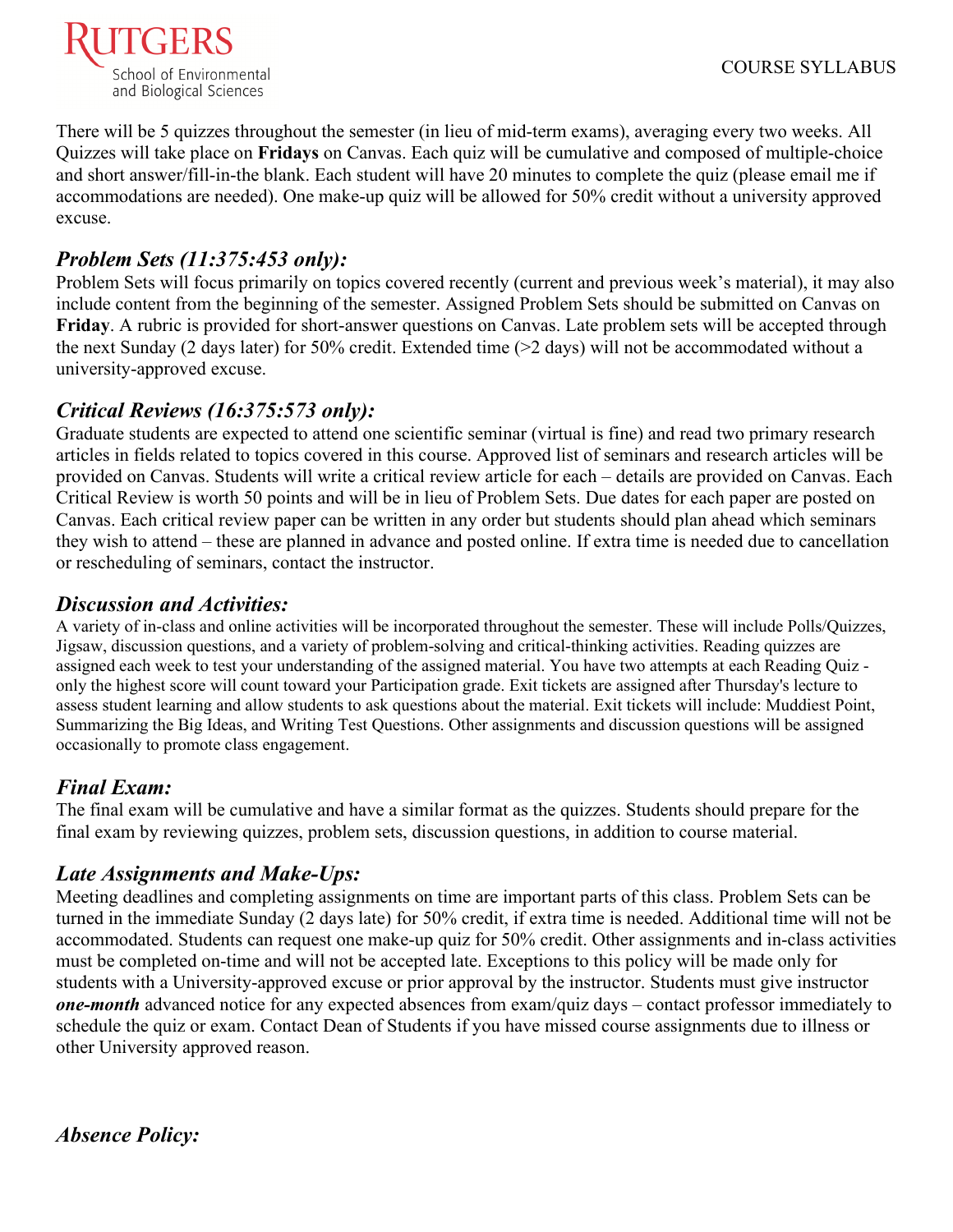There will be 5 quizzes throughout the semester (in lieu of mid-term exams), averaging every two weeks. All Quizzes will take place on **Fridays** on Canvas. Each quiz will be cumulative and composed of multiple-choice and short answer/fill-in-the blank. Each student will have 20 minutes to complete the quiz (please email me if accommodations are needed). One make-up quiz will be allowed for 50% credit without a university approved excuse.

### *Problem Sets (11:375:453 only):*

Problem Sets will focus primarily on topics covered recently (current and previous week's material), it may also include content from the beginning of the semester. Assigned Problem Sets should be submitted on Canvas on **Friday**. A rubric is provided for short-answer questions on Canvas. Late problem sets will be accepted through the next Sunday (2 days later) for 50% credit. Extended time (>2 days) will not be accommodated without a university-approved excuse.

### *Critical Reviews (16:375:573 only):*

Graduate students are expected to attend one scientific seminar (virtual is fine) and read two primary research articles in fields related to topics covered in this course. Approved list of seminars and research articles will be provided on Canvas. Students will write a critical review article for each – details are provided on Canvas. Each Critical Review is worth 50 points and will be in lieu of Problem Sets. Due dates for each paper are posted on Canvas. Each critical review paper can be written in any order but students should plan ahead which seminars they wish to attend – these are planned in advance and posted online. If extra time is needed due to cancellation or rescheduling of seminars, contact the instructor.

### *Discussion and Activities:*

A variety of in-class and online activities will be incorporated throughout the semester. These will include Polls/Quizzes, Jigsaw, discussion questions, and a variety of problem-solving and critical-thinking activities. Reading quizzes are assigned each week to test your understanding of the assigned material. You have two attempts at each Reading Quiz - only the highest score will count toward your Participation grade. Exit tickets are assigned after Thursday's lecture to assess student learning and allow students to ask questions about the material. Exit tickets will include: Muddiest Point, Summarizing the Big Ideas, and Writing Test Questions. Other assignments and discussion questions will be assigned occasionally to promote class engagement.

### *Final Exam:*

The final exam will be cumulative and have a similar format as the quizzes. Students should prepare for the final exam by reviewing quizzes, problem sets, discussion questions, in addition to course material.

### *Late Assignments and Make-Ups:*

Meeting deadlines and completing assignments on time are important parts of this class. Problem Sets can be turned in the immediate Sunday (2 days late) for 50% credit, if extra time is needed. Additional time will not be accommodated. Students can request one make-up quiz for 50% credit. Other assignments and in-class activities must be completed on-time and will not be accepted late. Exceptions to this policy will be made only for students with a University-approved excuse or prior approval by the instructor. Students must give instructor ***one-month*** advanced notice for any expected absences from exam/quiz days – contact professor immediately to schedule the quiz or exam. Contact Dean of Students if you have missed course assignments due to illness or other University approved reason.

### *Absence Policy:*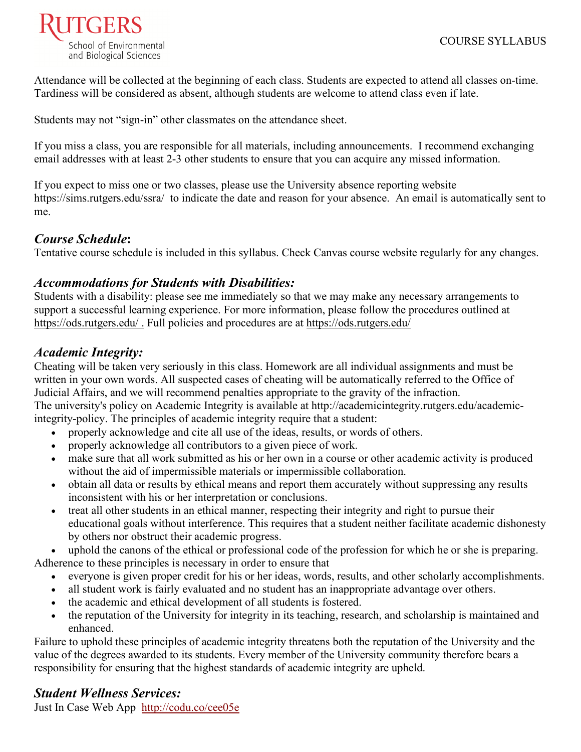Attendance will be collected at the beginning of each class. Students are expected to attend all classes on-time. Tardiness will be considered as absent, although students are welcome to attend class even if late.

Students may not "sign-in" other classmates on the attendance sheet.

If you miss a class, you are responsible for all materials, including announcements. I recommend exchanging email addresses with at least 2-3 other students to ensure that you can acquire any missed information.

If you expect to miss one or two classes, please use the University absence reporting website https://sims.rutgers.edu/ssra/ to indicate the date and reason for your absence. An email is automatically sent to me.

## ***Course Schedule*:**

Tentative course schedule is included in this syllabus. Check Canvas course website regularly for any changes.

## ***Accommodations for Students with Disabilities:***

Students with a disability: please see me immediately so that we may make any necessary arrangements to support a successful learning experience. For more information, please follow the procedures outlined at https://ods.rutgers.edu/ . Full policies and procedures are at https://ods.rutgers.edu/

## ***Academic Integrity:***

Cheating will be taken very seriously in this class. Homework are all individual assignments and must be written in your own words. All suspected cases of cheating will be automatically referred to the Office of Judicial Affairs, and we will recommend penalties appropriate to the gravity of the infraction.
The university's policy on Academic Integrity is available at http://academicintegrity.rutgers.edu/academic-integrity-policy. The principles of academic integrity require that a student:

- properly acknowledge and cite all use of the ideas, results, or words of others.
- properly acknowledge all contributors to a given piece of work.
- make sure that all work submitted as his or her own in a course or other academic activity is produced without the aid of impermissible materials or impermissible collaboration.
- obtain all data or results by ethical means and report them accurately without suppressing any results inconsistent with his or her interpretation or conclusions.
- treat all other students in an ethical manner, respecting their integrity and right to pursue their educational goals without interference. This requires that a student neither facilitate academic dishonesty by others nor obstruct their academic progress.
- uphold the canons of the ethical or professional code of the profession for which he or she is preparing.

Adherence to these principles is necessary in order to ensure that

- everyone is given proper credit for his or her ideas, words, results, and other scholarly accomplishments.
- all student work is fairly evaluated and no student has an inappropriate advantage over others.
- the academic and ethical development of all students is fostered.
- the reputation of the University for integrity in its teaching, research, and scholarship is maintained and enhanced.

Failure to uphold these principles of academic integrity threatens both the reputation of the University and the value of the degrees awarded to its students. Every member of the University community therefore bears a responsibility for ensuring that the highest standards of academic integrity are upheld.

## ***Student Wellness Services:***

Just In Case Web App http://codu.co/cee05e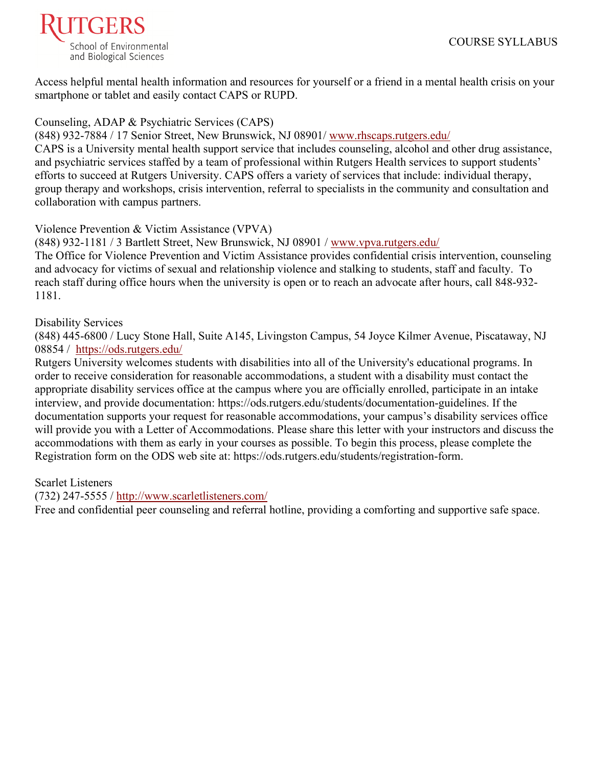Access helpful mental health information and resources for yourself or a friend in a mental health crisis on your smartphone or tablet and easily contact CAPS or RUPD.

Counseling, ADAP & Psychiatric Services (CAPS)
(848) 932-7884 / 17 Senior Street, New Brunswick, NJ 08901/ [www.rhscaps.rutgers.edu/](www.rhscaps.rutgers.edu/)
CAPS is a University mental health support service that includes counseling, alcohol and other drug assistance, and psychiatric services staffed by a team of professional within Rutgers Health services to support students' efforts to succeed at Rutgers University. CAPS offers a variety of services that include: individual therapy, group therapy and workshops, crisis intervention, referral to specialists in the community and consultation and collaboration with campus partners.

Violence Prevention & Victim Assistance (VPVA)
(848) 932-1181 / 3 Bartlett Street, New Brunswick, NJ 08901 / [www.vpva.rutgers.edu/](www.vpva.rutgers.edu/)
The Office for Violence Prevention and Victim Assistance provides confidential crisis intervention, counseling and advocacy for victims of sexual and relationship violence and stalking to students, staff and faculty. To reach staff during office hours when the university is open or to reach an advocate after hours, call 848-932-1181.

Disability Services
(848) 445-6800 / Lucy Stone Hall, Suite A145, Livingston Campus, 54 Joyce Kilmer Avenue, Piscataway, NJ 08854 / [https://ods.rutgers.edu/](https://ods.rutgers.edu/)
Rutgers University welcomes students with disabilities into all of the University's educational programs. In order to receive consideration for reasonable accommodations, a student with a disability must contact the appropriate disability services office at the campus where you are officially enrolled, participate in an intake interview, and provide documentation: https://ods.rutgers.edu/students/documentation-guidelines. If the documentation supports your request for reasonable accommodations, your campus's disability services office will provide you with a Letter of Accommodations. Please share this letter with your instructors and discuss the accommodations with them as early in your courses as possible. To begin this process, please complete the Registration form on the ODS web site at: https://ods.rutgers.edu/students/registration-form.

Scarlet Listeners
(732) 247-5555 / [http://www.scarletlisteners.com/](http://www.scarletlisteners.com/)
Free and confidential peer counseling and referral hotline, providing a comforting and supportive safe space.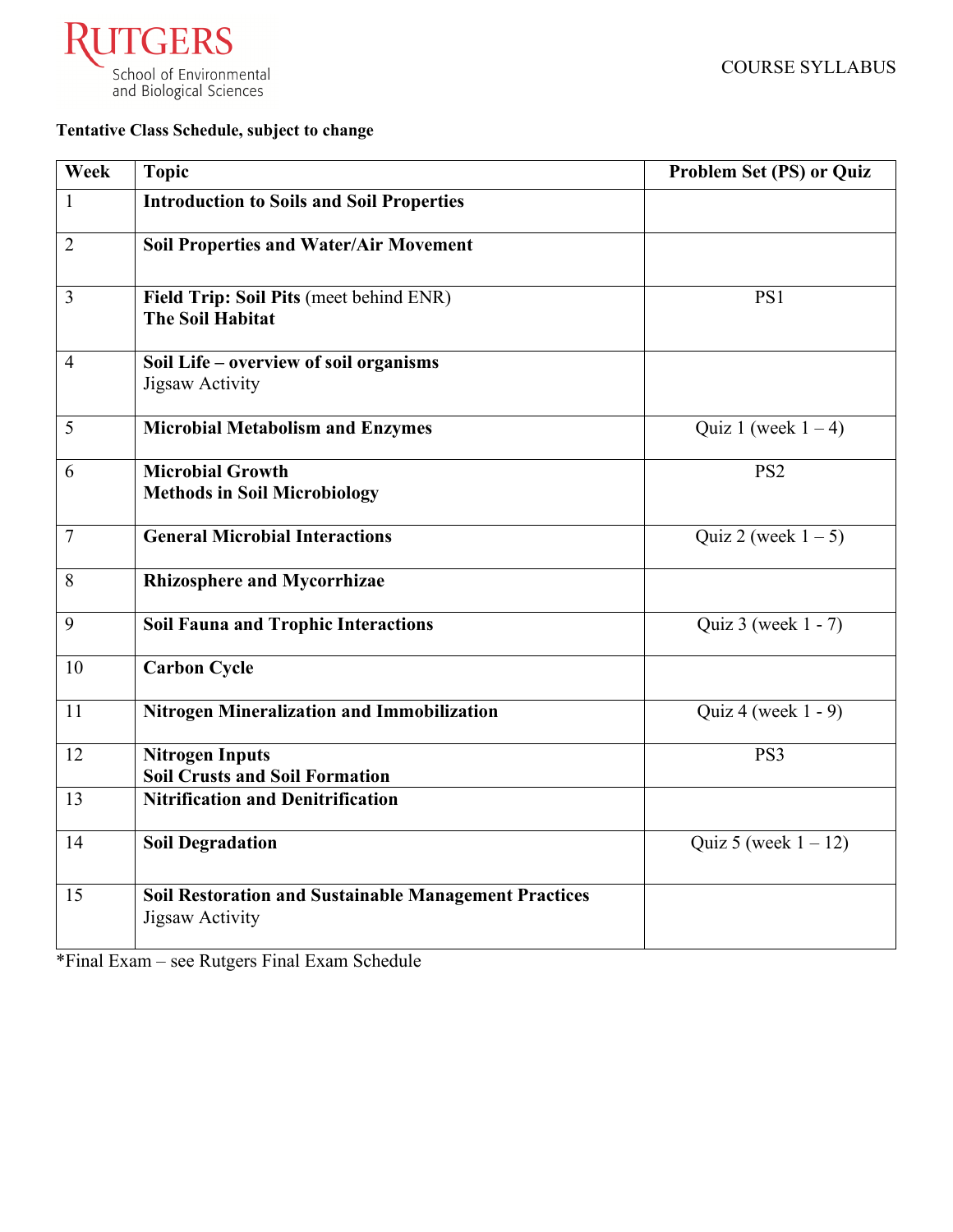**Tentative Class Schedule, subject to change**

| Week | Topic | Problem Set (PS) or Quiz |
|---|---|---|
| 1 | **Introduction to Soils and Soil Properties** | |
| 2 | **Soil Properties and Water/Air Movement** | |
| 3 | **Field Trip: Soil Pits** (meet behind ENR)<br>**The Soil Habitat** | PS1 |
| 4 | **Soil Life – overview of soil organisms**<br>Jigsaw Activity | |
| 5 | **Microbial Metabolism and Enzymes** | Quiz 1 (week 1 – 4) |
| 6 | **Microbial Growth**<br>**Methods in Soil Microbiology** | PS2 |
| 7 | **General Microbial Interactions** | Quiz 2 (week 1 – 5) |
| 8 | **Rhizosphere and Mycorrhizae** | |
| 9 | **Soil Fauna and Trophic Interactions** | Quiz 3 (week 1 - 7) |
| 10 | **Carbon Cycle** | |
| 11 | **Nitrogen Mineralization and Immobilization** | Quiz 4 (week 1 - 9) |
| 12 | **Nitrogen Inputs**<br>**Soil Crusts and Soil Formation** | PS3 |
| 13 | **Nitrification and Denitrification** | |
| 14 | **Soil Degradation** | Quiz 5 (week 1 – 12) |
| 15 | **Soil Restoration and Sustainable Management Practices**<br>Jigsaw Activity | |

*Final Exam – see Rutgers Final Exam Schedule